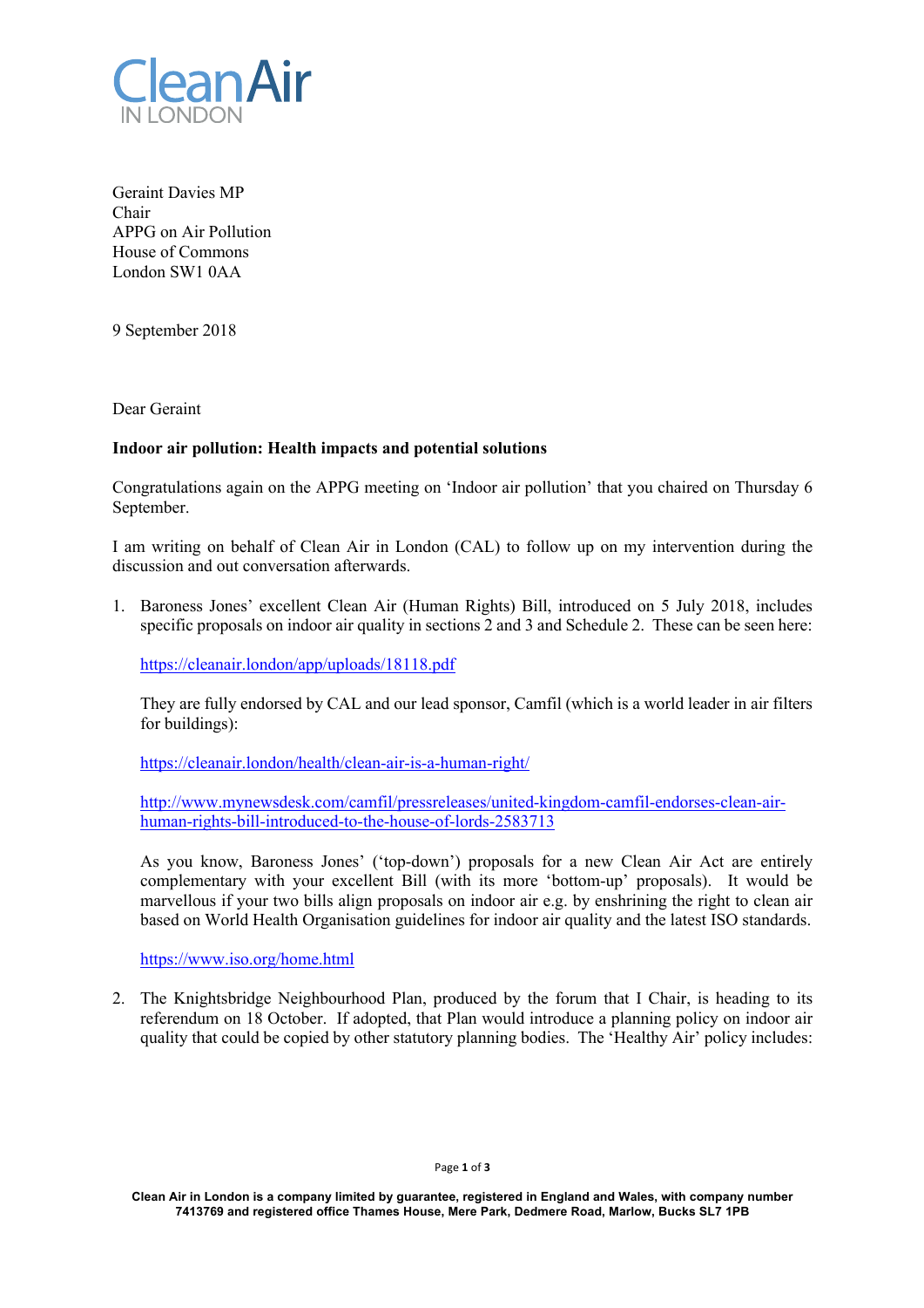Clean Air IN LONDON

Geraint Davies MP
Chair
APPG on Air Pollution
House of Commons
London SW1 0AA

9 September 2018

Dear Geraint

**Indoor air pollution: Health impacts and potential solutions**

Congratulations again on the APPG meeting on 'Indoor air pollution' that you chaired on Thursday 6 September.

I am writing on behalf of Clean Air in London (CAL) to follow up on my intervention during the discussion and out conversation afterwards.

1. Baroness Jones' excellent Clean Air (Human Rights) Bill, introduced on 5 July 2018, includes specific proposals on indoor air quality in sections 2 and 3 and Schedule 2. These can be seen here:

   https://cleanair.london/app/uploads/18118.pdf

   They are fully endorsed by CAL and our lead sponsor, Camfil (which is a world leader in air filters for buildings):

   https://cleanair.london/health/clean-air-is-a-human-right/

   http://www.mynewsdesk.com/camfil/pressreleases/united-kingdom-camfil-endorses-clean-air-human-rights-bill-introduced-to-the-house-of-lords-2583713

   As you know, Baroness Jones' ('top-down') proposals for a new Clean Air Act are entirely complementary with your excellent Bill (with its more 'bottom-up' proposals). It would be marvellous if your two bills align proposals on indoor air e.g. by enshrining the right to clean air based on World Health Organisation guidelines for indoor air quality and the latest ISO standards.

   https://www.iso.org/home.html

2. The Knightsbridge Neighbourhood Plan, produced by the forum that I Chair, is heading to its referendum on 18 October. If adopted, that Plan would introduce a planning policy on indoor air quality that could be copied by other statutory planning bodies. The 'Healthy Air' policy includes:

**Clean Air in London is a company limited by guarantee, registered in England and Wales, with company number 7413769 and registered office Thames House, Mere Park, Dedmere Road, Marlow, Bucks SL7 1PB**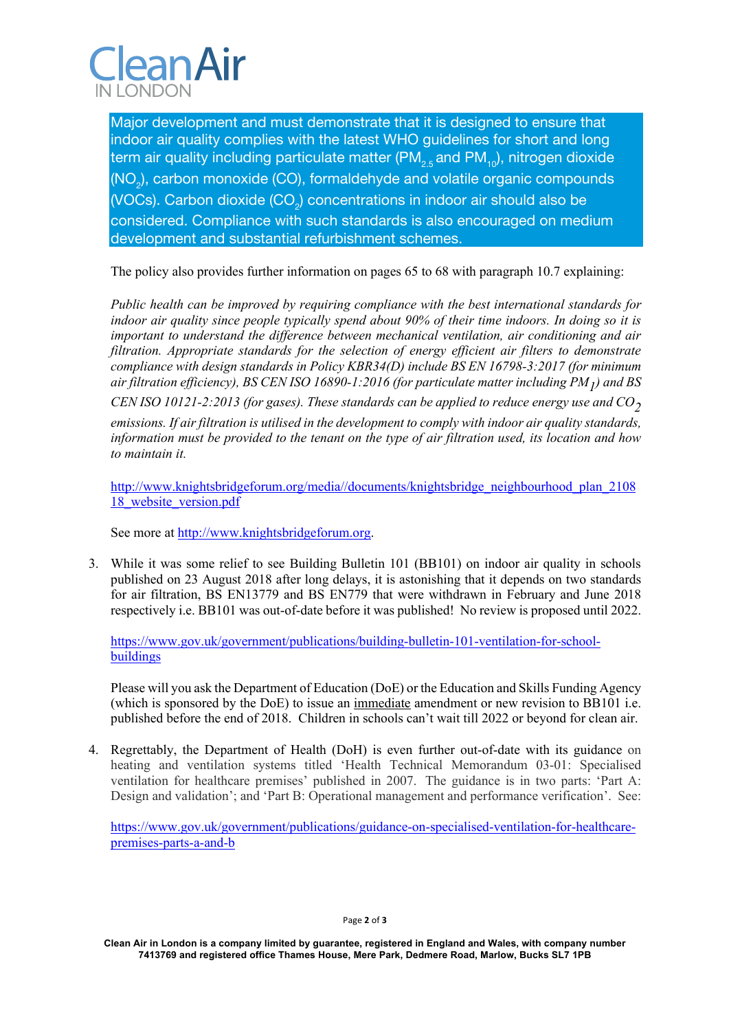Major development and must demonstrate that it is designed to ensure that indoor air quality complies with the latest WHO guidelines for short and long term air quality including particulate matter ($PM_{2.5}$ and $PM_{10}$), nitrogen dioxide ($NO_2$), carbon monoxide (CO), formaldehyde and volatile organic compounds (VOCs). Carbon dioxide ($CO_2$) concentrations in indoor air should also be considered. Compliance with such standards is also encouraged on medium development and substantial refurbishment schemes.

The policy also provides further information on pages 65 to 68 with paragraph 10.7 explaining:

*Public health can be improved by requiring compliance with the best international standards for indoor air quality since people typically spend about 90% of their time indoors. In doing so it is important to understand the difference between mechanical ventilation, air conditioning and air filtration. Appropriate standards for the selection of energy efficient air filters to demonstrate compliance with design standards in Policy KBR34(D) include BS EN 16798-3:2017 (for minimum air filtration efficiency), BS CEN ISO 16890-1:2016 (for particulate matter including $PM_1$) and BS CEN ISO 10121-2:2013 (for gases). These standards can be applied to reduce energy use and $CO_2$ emissions. If air filtration is utilised in the development to comply with indoor air quality standards, information must be provided to the tenant on the type of air filtration used, its location and how to maintain it.*

http://www.knightsbridgeforum.org/media//documents/knightsbridge_neighbourhood_plan_210818_website_version.pdf

See more at http://www.knightsbridgeforum.org.

3. While it was some relief to see Building Bulletin 101 (BB101) on indoor air quality in schools published on 23 August 2018 after long delays, it is astonishing that it depends on two standards for air filtration, BS EN13779 and BS EN779 that were withdrawn in February and June 2018 respectively i.e. BB101 was out-of-date before it was published! No review is proposed until 2022.

   https://www.gov.uk/government/publications/building-bulletin-101-ventilation-for-school-buildings

   Please will you ask the Department of Education (DoE) or the Education and Skills Funding Agency (which is sponsored by the DoE) to issue an <u>immediate</u> amendment or new revision to BB101 i.e. published before the end of 2018. Children in schools can't wait till 2022 or beyond for clean air.

4. Regrettably, the Department of Health (DoH) is even further out-of-date with its guidance on heating and ventilation systems titled 'Health Technical Memorandum 03-01: Specialised ventilation for healthcare premises' published in 2007. The guidance is in two parts: 'Part A: Design and validation'; and 'Part B: Operational management and performance verification'. See:

   https://www.gov.uk/government/publications/guidance-on-specialised-ventilation-for-healthcare-premises-parts-a-and-b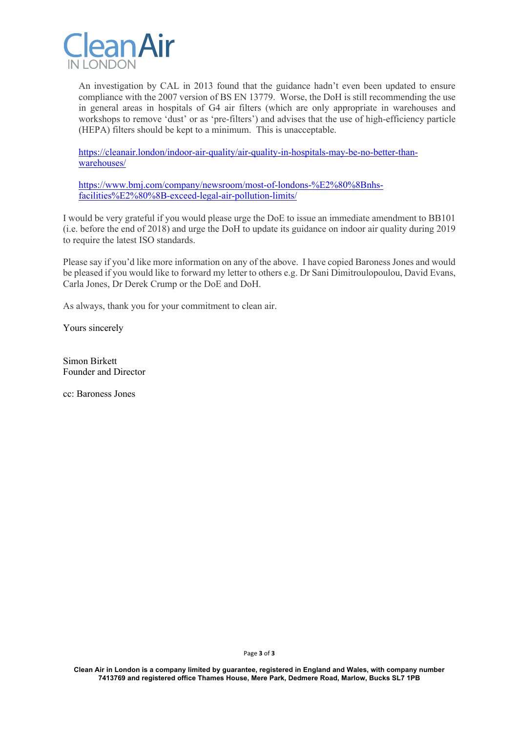An investigation by CAL in 2013 found that the guidance hadn't even been updated to ensure compliance with the 2007 version of BS EN 13779. Worse, the DoH is still recommending the use in general areas in hospitals of G4 air filters (which are only appropriate in warehouses and workshops to remove 'dust' or as 'pre-filters') and advises that the use of high-efficiency particle (HEPA) filters should be kept to a minimum. This is unacceptable.

https://cleanair.london/indoor-air-quality/air-quality-in-hospitals-may-be-no-better-than-warehouses/

https://www.bmj.com/company/newsroom/most-of-londons-%E2%80%8Bnhs-facilities%E2%80%8B-exceed-legal-air-pollution-limits/

I would be very grateful if you would please urge the DoE to issue an immediate amendment to BB101 (i.e. before the end of 2018) and urge the DoH to update its guidance on indoor air quality during 2019 to require the latest ISO standards.

Please say if you'd like more information on any of the above. I have copied Baroness Jones and would be pleased if you would like to forward my letter to others e.g. Dr Sani Dimitroulopoulou, David Evans, Carla Jones, Dr Derek Crump or the DoE and DoH.

As always, thank you for your commitment to clean air.

Yours sincerely

Simon Birkett
Founder and Director

cc: Baroness Jones

Clean Air in London is a company limited by guarantee, registered in England and Wales, with company number 7413769 and registered office Thames House, Mere Park, Dedmere Road, Marlow, Bucks SL7 1PB